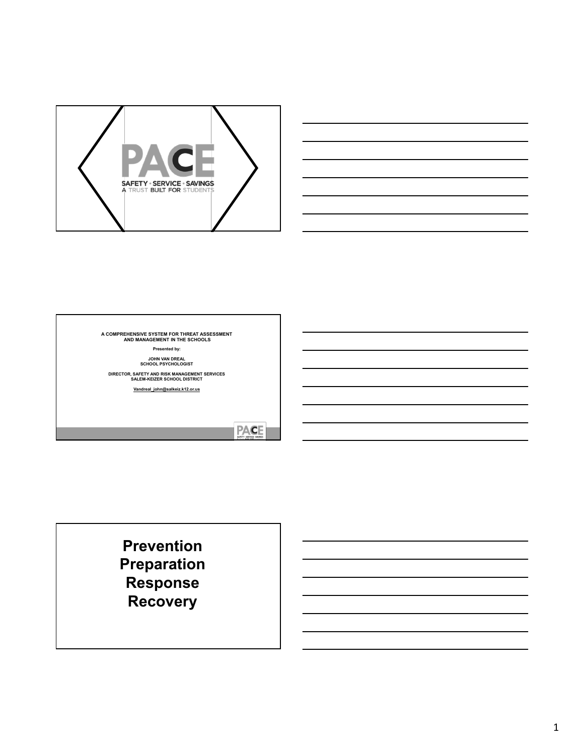PACE

SAFETY • SERVICE • SAVINGS

A TRUST BUILT FOR STUDENTS

A COMPREHENSIVE SYSTEM FOR THREAT ASSESSMENT AND MANAGEMENT IN THE SCHOOLS

Presented by:

JOHN VAN DREAL
SCHOOL PSYCHOLOGIST

DIRECTOR, SAFETY AND RISK MANAGEMENT SERVICES
SALEM-KEIZER SCHOOL DISTRICT

Vandreal_john@salkeiz.k12.or.us

**Prevention**
**Preparation**
**Response**
**Recovery**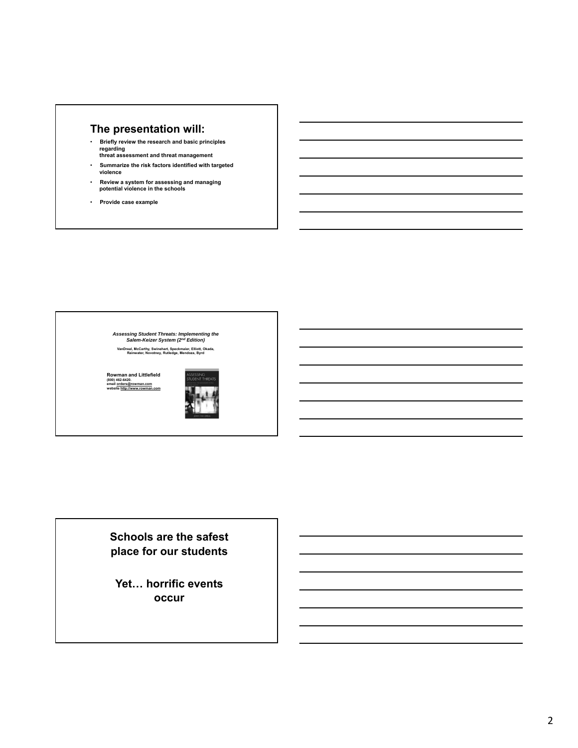## The presentation will:

- Briefly review the research and basic principles regarding threat assessment and threat management
- Summarize the risk factors identified with targeted violence
- Review a system for assessing and managing potential violence in the schools
- Provide case example

*Assessing Student Threats: Implementing the Salem-Keizer System (2nd Edition)*

VanDreal, McCarthy, Swinehart, Speckmaier, Elliott, Okada, Rainwater, Novotney, Rutledge, Mendoza, Byrd

**Rowman and Littlefield**
(800) 462-6420.
email orders@rowman.com
website http://www.rowman.com

**Schools are the safest place for our students**

**Yet… horrific events occur**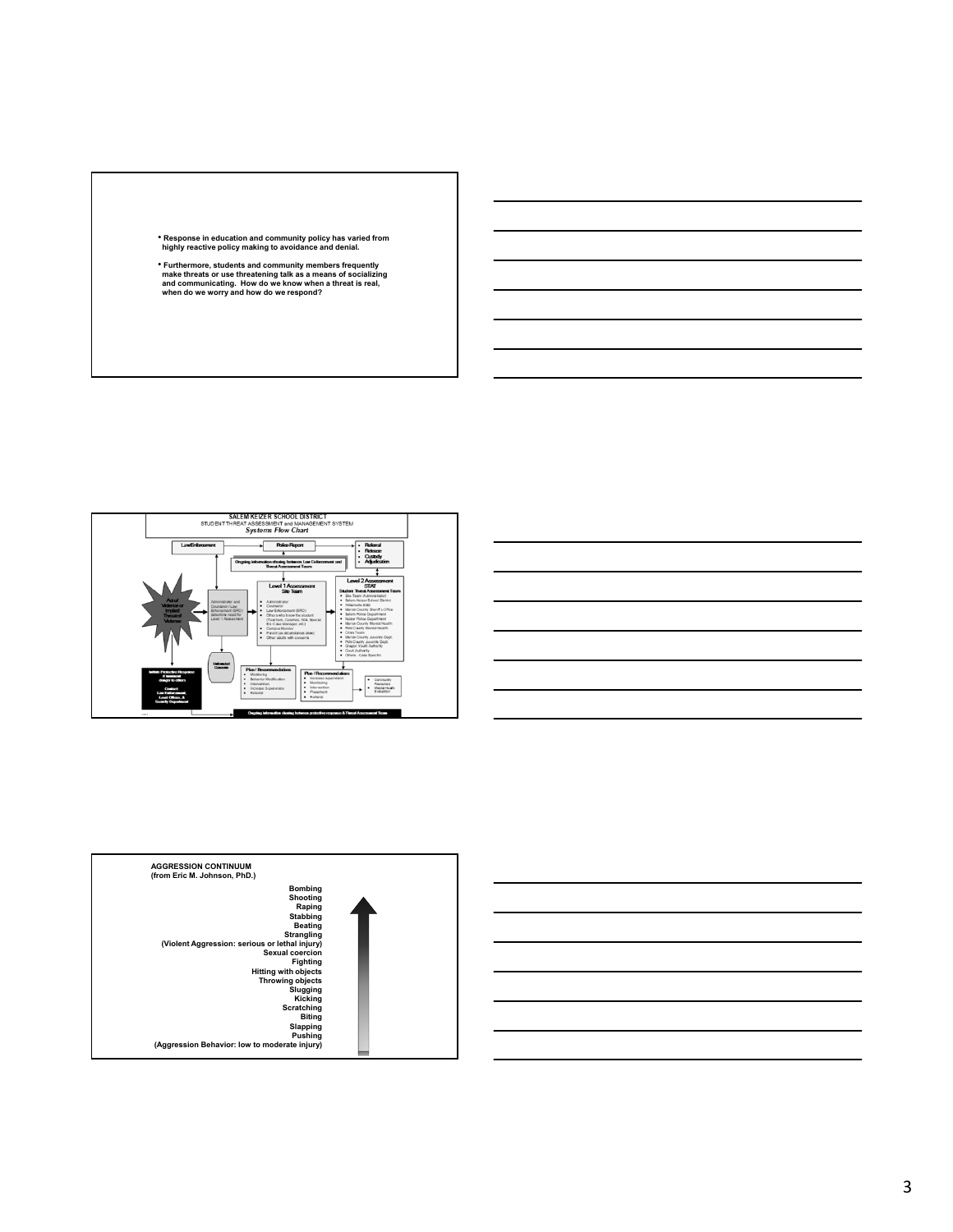- Response in education and community policy has varied from highly reactive policy making to avoidance and denial.
- Furthermore, students and community members frequently make threats or use threatening talk as a means of socializing and communicating. How do we know when a threat is real, when do we worry and how do we respond?

**SALEM KEIZER SCHOOL DISTRICT**
STUDENT THREAT ASSESSMENT and MANAGEMENT SYSTEM
***Systems Flow Chart***

Law Enforcement → Police Report → Referral, Release, Custody, Adjudication

Ongoing information sharing between Law Enforcement and Threat Assessment Team

Act of Violence or Implied Threat of Violence → Administrator and Counselor / Law Enforcement (SRO) determine need for Level 1 Assessment → **Level 1 Assessment Site Team**

- Administrator
- Counselor
- Law Enforcement (SRO)
- Others who know the student (Teachers, Coaches, 504, Special Ed, Case Manager, etc.)
- Campus Monitor
- Parent (as circumstances allow)
- Other adults with concerns

→ **Level 2 Assessment STAT** Student Threat Assessment Team

- Site Team (Administrator)
- Salem Keizer School District
- Willamette ESD
- Marion County Sheriff's Office
- Salem Police Department
- Keizer Police Department
- Marion County Mental Health
- Polk County Mental Health
- Crisis Team
- Marion County Juvenile Dept.
- Polk County Juvenile Dept.
- Oregon Youth Authority
- Court Authority
- Others - Case Specific

Initiate Protective Response if imminent danger to others. Contact: Law Enforcement, Lead Officer, & Security Department

Unfounded Concern

**Plan / Recommendations**

- Monitoring
- Behavior Modification
- Intervention
- Increase Supervision
- Referral

**Plan / Recommendations**

- Increase supervision
- Monitoring
- Intervention
- Placement
- Referral

→ Community Resources; Mental Health Evaluation

Ongoing information sharing between protective response & Threat Assessment Team

**AGGRESSION CONTINUUM**
**(from Eric M. Johnson, PhD.)**

**Bombing**
**Shooting**
**Raping**
**Stabbing**
**Beating**
**Strangling**
**(Violent Aggression: serious or lethal injury)**
**Sexual coercion**
**Fighting**
**Hitting with objects**
**Throwing objects**
**Slugging**
**Kicking**
**Scratching**
**Biting**
**Slapping**
**Pushing**
**(Aggression Behavior: low to moderate injury)**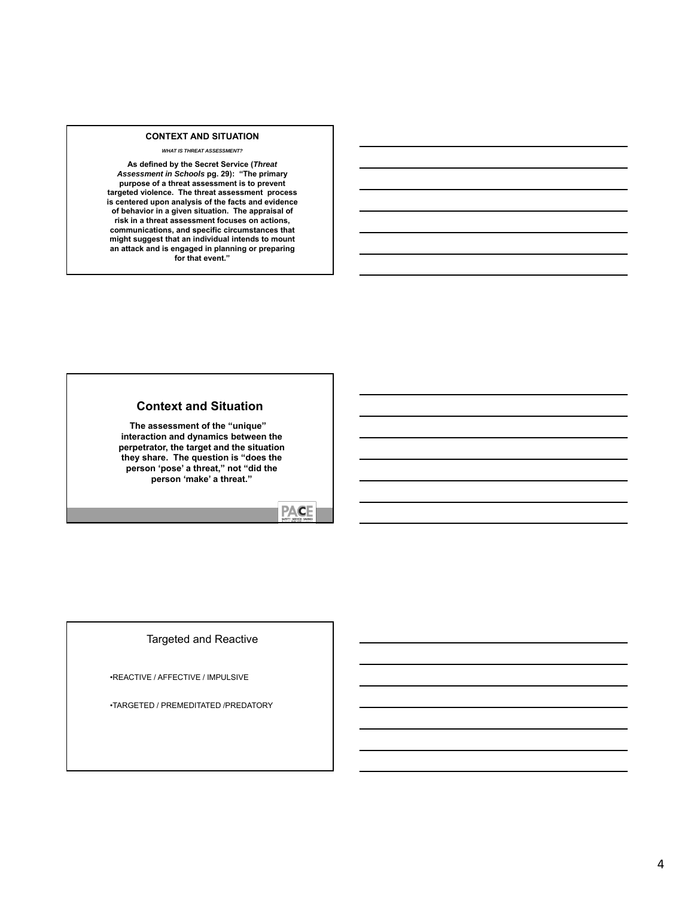## CONTEXT AND SITUATION

***WHAT IS THREAT ASSESSMENT?***

**As defined by the Secret Service (*Threat Assessment in Schools* pg. 29): "The primary purpose of a threat assessment is to prevent targeted violence. The threat assessment process is centered upon analysis of the facts and evidence of behavior in a given situation. The appraisal of risk in a threat assessment focuses on actions, communications, and specific circumstances that might suggest that an individual intends to mount an attack and is engaged in planning or preparing for that event."**

## Context and Situation

**The assessment of the "unique" interaction and dynamics between the perpetrator, the target and the situation they share. The question is "does the person 'pose' a threat," not "did the person 'make' a threat."**

## Targeted and Reactive

- REACTIVE / AFFECTIVE / IMPULSIVE
- TARGETED / PREMEDITATED /PREDATORY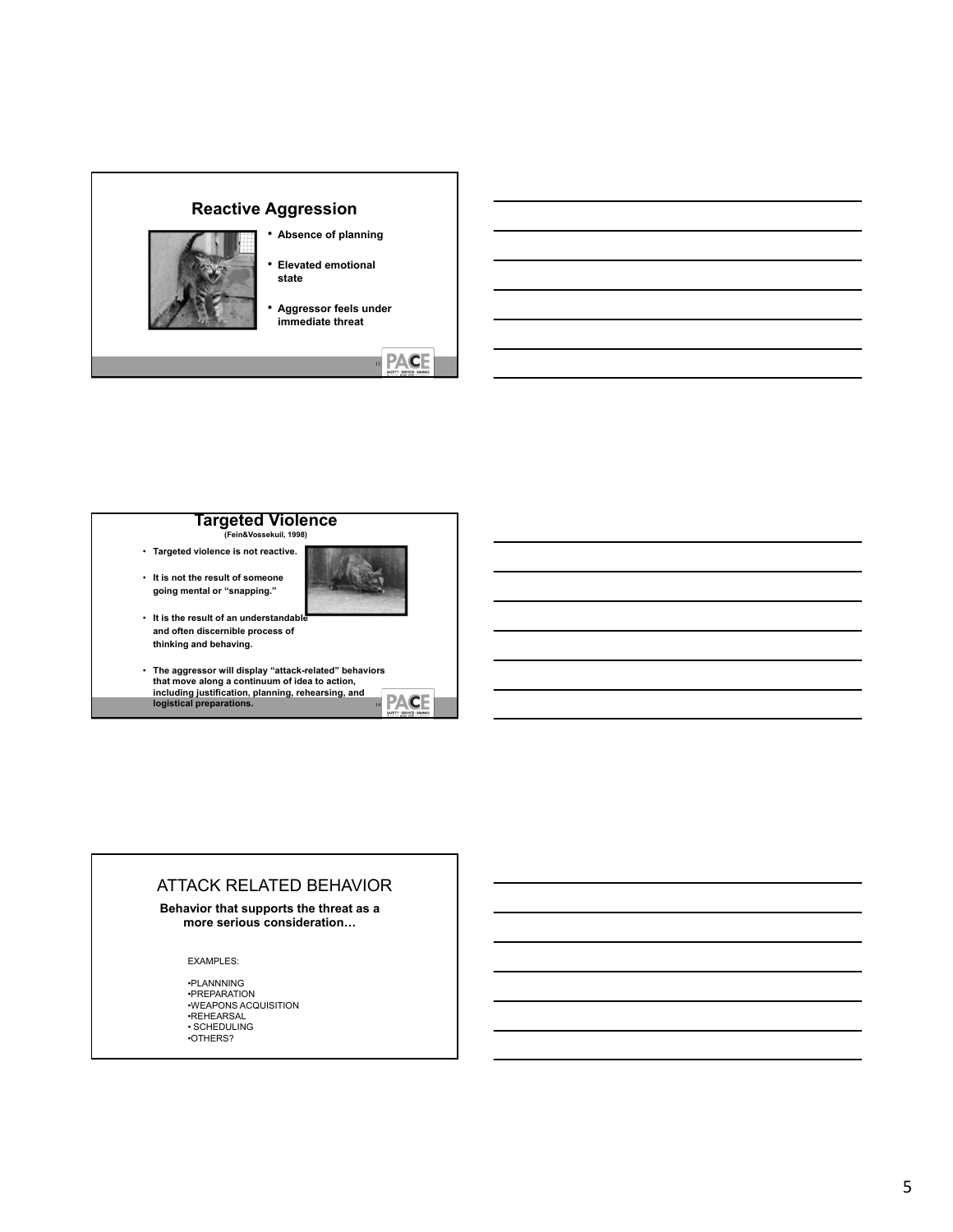## Reactive Aggression

- Absence of planning
- Elevated emotional state
- Aggressor feels under immediate threat

## Targeted Violence

(Fein&Vossekuil, 1998)

- Targeted violence is not reactive.
- It is not the result of someone going mental or "snapping."
- It is the result of an understandable and often discernible process of thinking and behaving.
- The aggressor will display "attack-related" behaviors that move along a continuum of idea to action, including justification, planning, rehearsing, and logistical preparations.

## ATTACK RELATED BEHAVIOR

**Behavior that supports the threat as a more serious consideration…**

EXAMPLES:

- PLANNNING
- PREPARATION
- WEAPONS ACQUISITION
- REHEARSAL
- SCHEDULING
- OTHERS?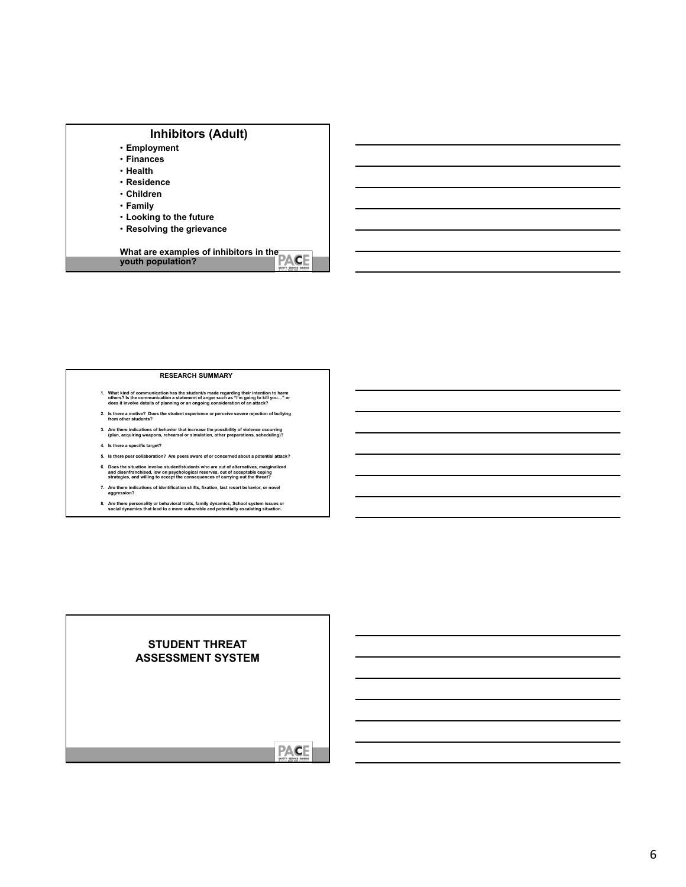## Inhibitors (Adult)

- Employment
- Finances
- Health
- Residence
- Children
- Family
- Looking to the future
- Resolving the grievance

**What are examples of inhibitors in the youth population?**

## RESEARCH SUMMARY

1. What kind of communication has the student/s made regarding their intention to harm others? Is the communication a statement of anger such as "I'm going to kill you…" or does it involve details of planning or an ongoing consideration of an attack?
2. Is there a motive? Does the student experience or perceive severe rejection of bullying from other students?
3. Are there indications of behavior that increase the possibility of violence occurring (plan, acquiring weapons, rehearsal or simulation, other preparations, scheduling)?
4. Is there a specific target?
5. Is there peer collaboration? Are peers aware of or concerned about a potential attack?
6. Does the situation involve student/students who are out of alternatives, marginalized and disenfranchised, low on psychological reserves, out of acceptable coping strategies, and willing to accept the consequences of carrying out the threat?
7. Are there indications of identification shifts, fixation, last resort behavior, or novel aggression?
8. Are there personality or behavioral traits, family dynamics, School system issues or social dynamics that lead to a more vulnerable and potentially escalating situation.

## STUDENT THREAT ASSESSMENT SYSTEM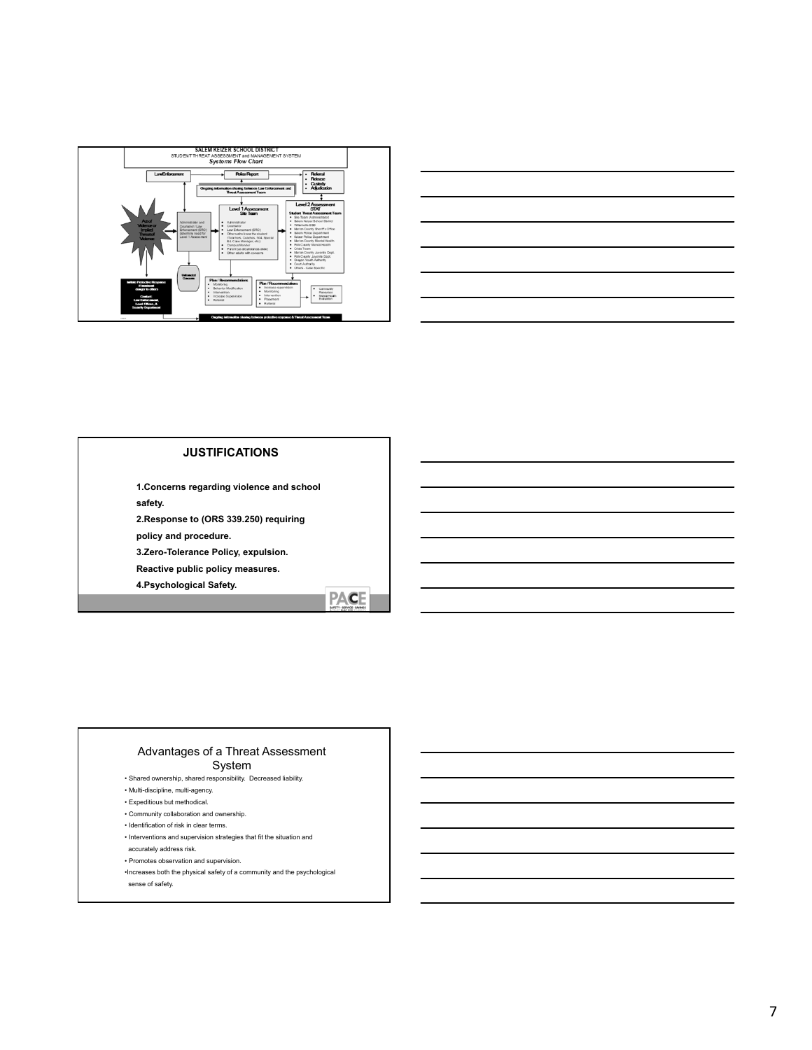SALEM KEIZER SCHOOL DISTRICT

STUDENT THREAT ASSESSMENT and MANAGEMENT SYSTEM

*Systems Flow Chart*

- Law Enforcement
- Police Report
- Referral
- Release
- Custody
- Adjudication
- Ongoing information sharing between Law Enforcement and Threat Assessment Team
- Act of Violence or Implied Threat of Violence
- Administrator and Counselor / Law Enforcement (SRO) determine need for Level 1 Assessment

**Level 1 Assessment Site Team**

- Administrator
- Counselor
- Law Enforcement (SRO)
- Others who know the student (Teachers, Coaches, 504, Special Ed. Case Manager, etc.)
- Campus Monitor
- Parent (as circumstances allow)
- Other adults with concerns

**Level 2 Assessment STAT Student Threat Assessment Team**

- Site Team (Administrator)
- Salem Keizer School District
- Willamette ESD
- Marion County Sheriff's Office
- Salem Police Department
- Keizer Police Department
- Marion County Mental Health
- Polk County Mental Health
- Crisis Team
- Marion County Juvenile Dept.
- Polk County Juvenile Dept.
- Oregon Youth Authority
- Court Authority
- Others - Case Specific

Unfounded Concern

Initiate Protective Response if imminent danger to others. Contact: Law Enforcement, Level Officer, & Security Department

**Plan / Recommendations**

- Monitoring
- Behavior Modification
- Intervention
- Increase Supervision
- Referral

**Plan / Recommendations**

- Increase supervision
- Monitoring
- Intervention
- Placement
- Referral

- Community Resources
- Mental Health Evaluation

Ongoing information sharing between protective response & Threat Assessment Team

## JUSTIFICATIONS

**1.Concerns regarding violence and school safety.**

**2.Response to (ORS 339.250) requiring policy and procedure.**

**3.Zero-Tolerance Policy, expulsion. Reactive public policy measures.**

**4.Psychological Safety.**

## Advantages of a Threat Assessment System

- Shared ownership, shared responsibility. Decreased liability.
- Multi-discipline, multi-agency.
- Expeditious but methodical.
- Community collaboration and ownership.
- Identification of risk in clear terms.
- Interventions and supervision strategies that fit the situation and accurately address risk.
- Promotes observation and supervision.
- Increases both the physical safety of a community and the psychological sense of safety.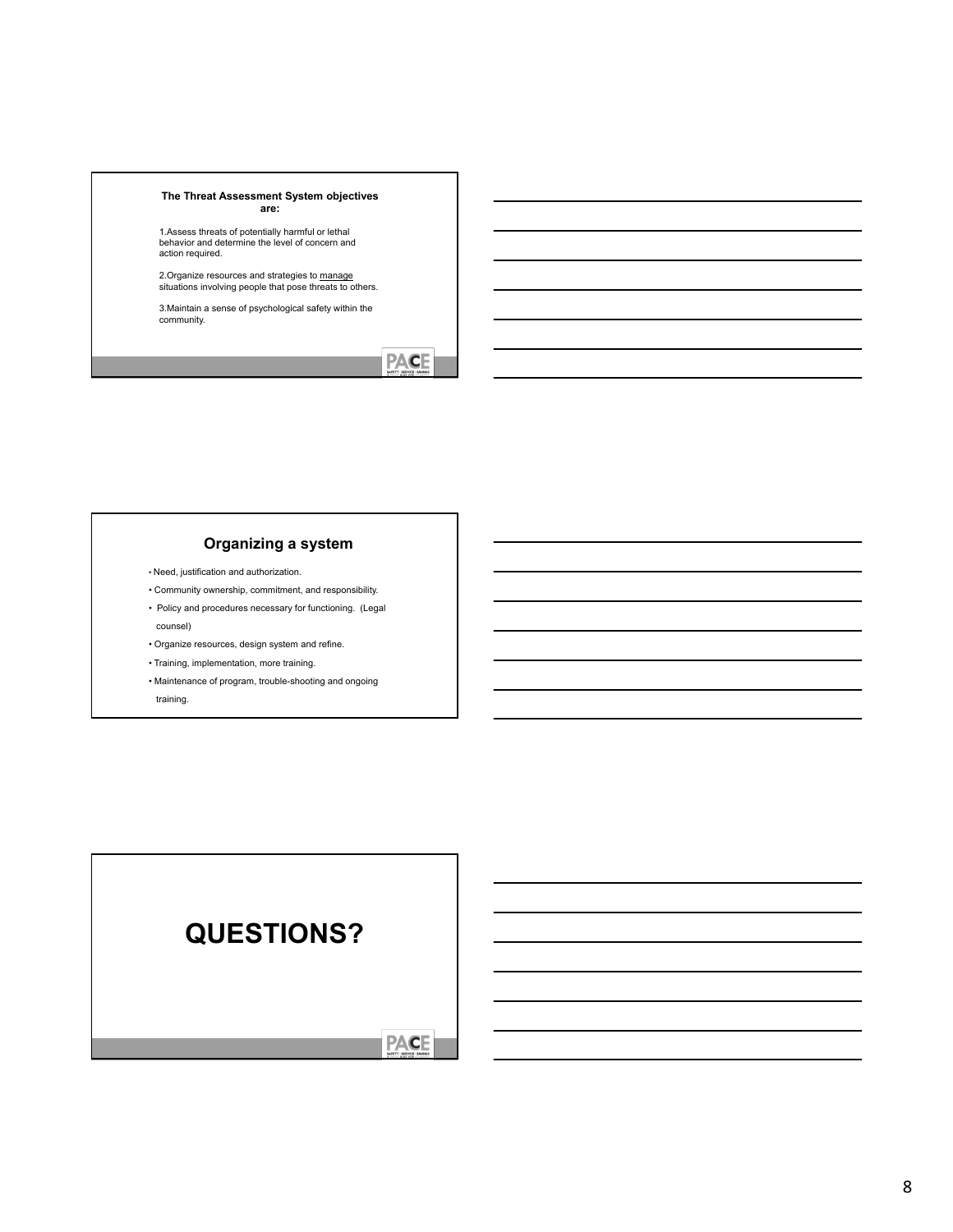### The Threat Assessment System objectives are:

1. Assess threats of potentially harmful or lethal behavior and determine the level of concern and action required.

2. Organize resources and strategies to manage situations involving people that pose threats to others.

3. Maintain a sense of psychological safety within the community.

## Organizing a system

- Need, justification and authorization.
- Community ownership, commitment, and responsibility.
- Policy and procedures necessary for functioning. (Legal counsel)
- Organize resources, design system and refine.
- Training, implementation, more training.
- Maintenance of program, trouble-shooting and ongoing training.

# QUESTIONS?